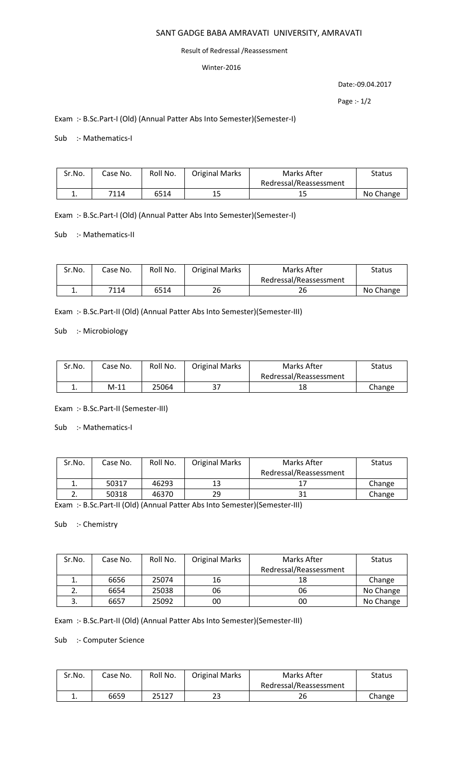# SANT GADGE BABA AMRAVATI UNIVERSITY, AMRAVATI

Result of Redressal /Reassessment

Winter-2016

Date:-09.04.2017

Exam :- B.Sc.Part-I (Old) (Annual Patter Abs Into Semester)(Semester-I)

Sub :- Mathematics-I

| Sr.No. | Case No. | Roll No. | Original Marks | Marks After Redressal/Reassessment | Status |
|---|---|---|---|---|---|
| 1. | 7114 | 6514 | 15 | 15 | No Change |

Exam :- B.Sc.Part-I (Old) (Annual Patter Abs Into Semester)(Semester-I)

Sub :- Mathematics-II

| Sr.No. | Case No. | Roll No. | Original Marks | Marks After Redressal/Reassessment | Status |
|---|---|---|---|---|---|
| 1. | 7114 | 6514 | 26 | 26 | No Change |

Exam :- B.Sc.Part-II (Old) (Annual Patter Abs Into Semester)(Semester-III)

Sub :- Microbiology

| Sr.No. | Case No. | Roll No. | Original Marks | Marks After Redressal/Reassessment | Status |
|---|---|---|---|---|---|
| 1. | M-11 | 25064 | 37 | 18 | Change |

Exam :- B.Sc.Part-II (Semester-III)

Sub :- Mathematics-I

| Sr.No. | Case No. | Roll No. | Original Marks | Marks After Redressal/Reassessment | Status |
|---|---|---|---|---|---|
| 1. | 50317 | 46293 | 13 | 17 | Change |
| 2. | 50318 | 46370 | 29 | 31 | Change |

Exam :- B.Sc.Part-II (Old) (Annual Patter Abs Into Semester)(Semester-III)

Sub :- Chemistry

| Sr.No. | Case No. | Roll No. | Original Marks | Marks After Redressal/Reassessment | Status |
|---|---|---|---|---|---|
| 1. | 6656 | 25074 | 16 | 18 | Change |
| 2. | 6654 | 25038 | 06 | 06 | No Change |
| 3. | 6657 | 25092 | 00 | 00 | No Change |

Exam :- B.Sc.Part-II (Old) (Annual Patter Abs Into Semester)(Semester-III)

Sub :- Computer Science

| Sr.No. | Case No. | Roll No. | Original Marks | Marks After Redressal/Reassessment | Status |
|---|---|---|---|---|---|
| 1. | 6659 | 25127 | 23 | 26 | Change |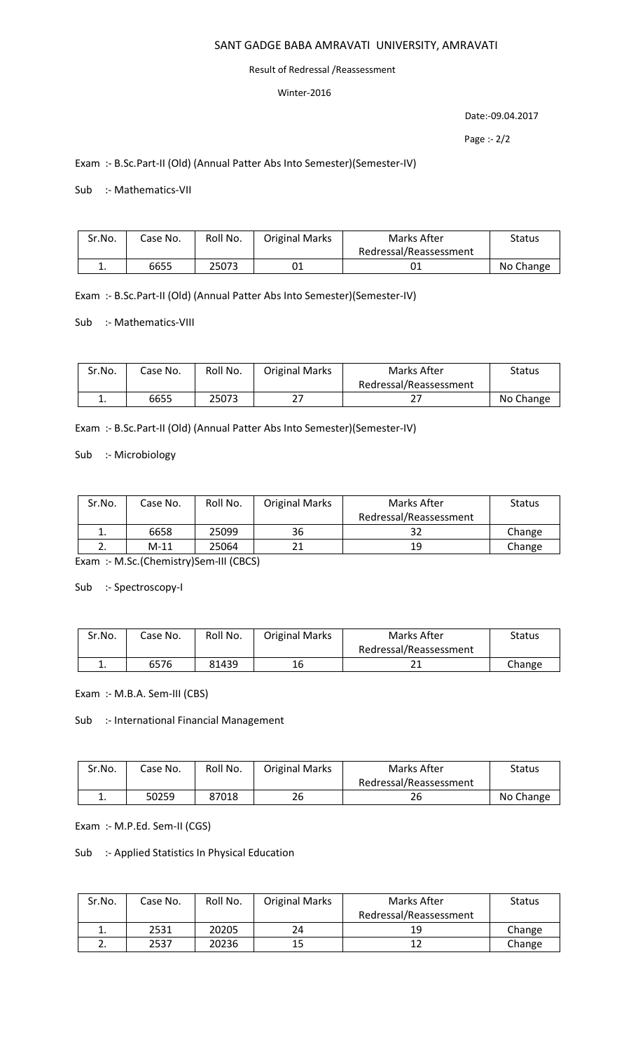# SANT GADGE BABA AMRAVATI UNIVERSITY, AMRAVATI

Result of Redressal /Reassessment

Winter-2016

Date:-09.04.2017

Exam :- B.Sc.Part-II (Old) (Annual Patter Abs Into Semester)(Semester-IV)

Sub :- Mathematics-VII

| Sr.No. | Case No. | Roll No. | Original Marks | Marks After Redressal/Reassessment | Status |
|---|---|---|---|---|---|
| 1. | 6655 | 25073 | 01 | 01 | No Change |

Exam :- B.Sc.Part-II (Old) (Annual Patter Abs Into Semester)(Semester-IV)

Sub :- Mathematics-VIII

| Sr.No. | Case No. | Roll No. | Original Marks | Marks After Redressal/Reassessment | Status |
|---|---|---|---|---|---|
| 1. | 6655 | 25073 | 27 | 27 | No Change |

Exam :- B.Sc.Part-II (Old) (Annual Patter Abs Into Semester)(Semester-IV)

Sub :- Microbiology

| Sr.No. | Case No. | Roll No. | Original Marks | Marks After Redressal/Reassessment | Status |
|---|---|---|---|---|---|
| 1. | 6658 | 25099 | 36 | 32 | Change |
| 2. | M-11 | 25064 | 21 | 19 | Change |

Exam :- M.Sc.(Chemistry)Sem-III (CBCS)

Sub :- Spectroscopy-I

| Sr.No. | Case No. | Roll No. | Original Marks | Marks After Redressal/Reassessment | Status |
|---|---|---|---|---|---|
| 1. | 6576 | 81439 | 16 | 21 | Change |

Exam :- M.B.A. Sem-III (CBS)

Sub :- International Financial Management

| Sr.No. | Case No. | Roll No. | Original Marks | Marks After Redressal/Reassessment | Status |
|---|---|---|---|---|---|
| 1. | 50259 | 87018 | 26 | 26 | No Change |

Exam :- M.P.Ed. Sem-II (CGS)

Sub :- Applied Statistics In Physical Education

| Sr.No. | Case No. | Roll No. | Original Marks | Marks After Redressal/Reassessment | Status |
|---|---|---|---|---|---|
| 1. | 2531 | 20205 | 24 | 19 | Change |
| 2. | 2537 | 20236 | 15 | 12 | Change |